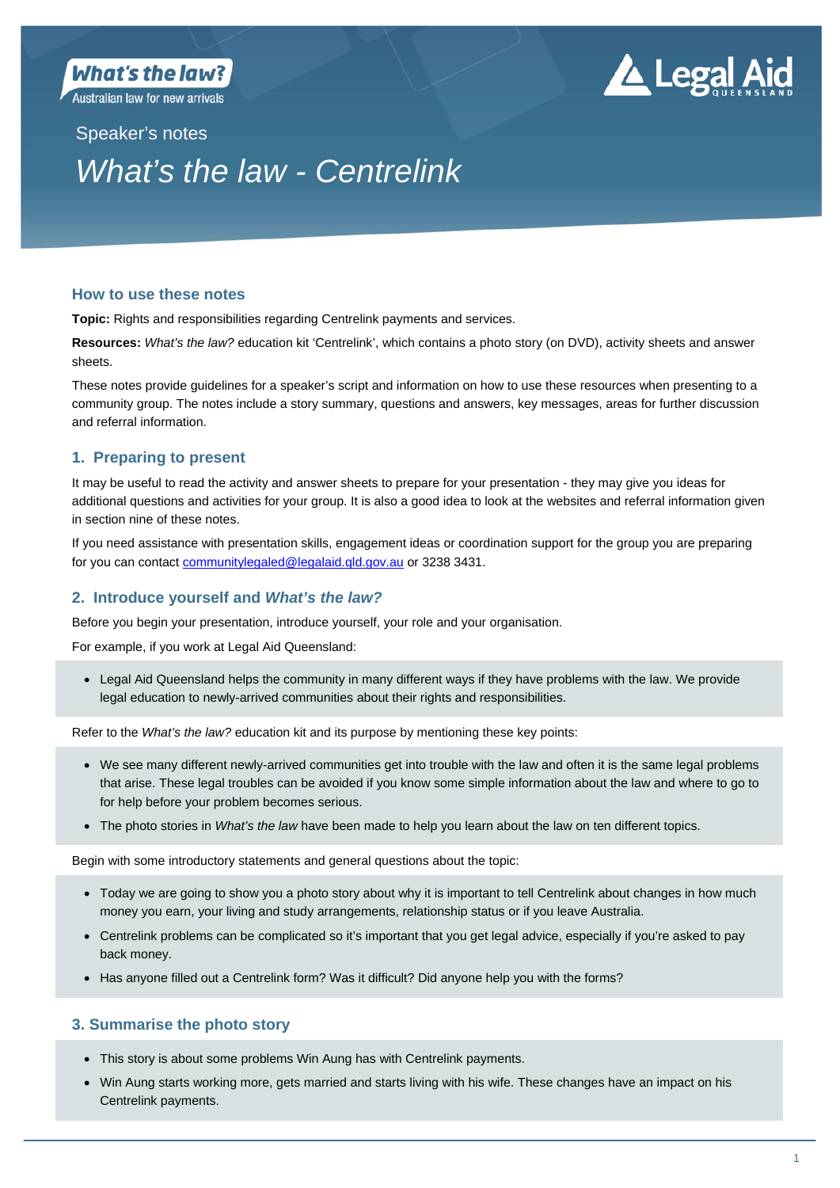What's the law?
Australian law for new arrivals

Legal Aid QUEENSLAND

Speaker's notes

# *What's the law - Centrelink*

## How to use these notes

**Topic:** Rights and responsibilities regarding Centrelink payments and services.

**Resources:** *What's the law?* education kit 'Centrelink', which contains a photo story (on DVD), activity sheets and answer sheets.

These notes provide guidelines for a speaker's script and information on how to use these resources when presenting to a community group. The notes include a story summary, questions and answers, key messages, areas for further discussion and referral information.

## 1. Preparing to present

It may be useful to read the activity and answer sheets to prepare for your presentation - they may give you ideas for additional questions and activities for your group. It is also a good idea to look at the websites and referral information given in section nine of these notes.

If you need assistance with presentation skills, engagement ideas or coordination support for the group you are preparing for you can contact communitylegaled@legalaid.qld.gov.au or 3238 3431.

## 2. Introduce yourself and *What's the law?*

Before you begin your presentation, introduce yourself, your role and your organisation.

For example, if you work at Legal Aid Queensland:

- Legal Aid Queensland helps the community in many different ways if they have problems with the law. We provide legal education to newly-arrived communities about their rights and responsibilities.

Refer to the *What's the law?* education kit and its purpose by mentioning these key points:

- We see many different newly-arrived communities get into trouble with the law and often it is the same legal problems that arise. These legal troubles can be avoided if you know some simple information about the law and where to go to for help before your problem becomes serious.
- The photo stories in *What's the law* have been made to help you learn about the law on ten different topics.

Begin with some introductory statements and general questions about the topic:

- Today we are going to show you a photo story about why it is important to tell Centrelink about changes in how much money you earn, your living and study arrangements, relationship status or if you leave Australia.
- Centrelink problems can be complicated so it's important that you get legal advice, especially if you're asked to pay back money.
- Has anyone filled out a Centrelink form? Was it difficult? Did anyone help you with the forms?

## 3. Summarise the photo story

- This story is about some problems Win Aung has with Centrelink payments.
- Win Aung starts working more, gets married and starts living with his wife. These changes have an impact on his Centrelink payments.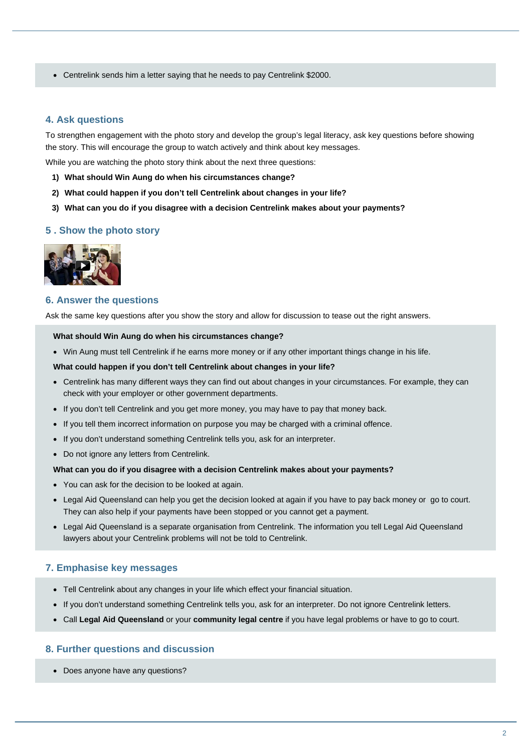- Centrelink sends him a letter saying that he needs to pay Centrelink $2000.

## 4. Ask questions

To strengthen engagement with the photo story and develop the group's legal literacy, ask key questions before showing the story. This will encourage the group to watch actively and think about key messages.

While you are watching the photo story think about the next three questions:

1) **What should Win Aung do when his circumstances change?**
2) **What could happen if you don't tell Centrelink about changes in your life?**
3) **What can you do if you disagree with a decision Centrelink makes about your payments?**

## 5 . Show the photo story

## 6. Answer the questions

Ask the same key questions after you show the story and allow for discussion to tease out the right answers.

**What should Win Aung do when his circumstances change?**

- Win Aung must tell Centrelink if he earns more money or if any other important things change in his life.

**What could happen if you don't tell Centrelink about changes in your life?**

- Centrelink has many different ways they can find out about changes in your circumstances. For example, they can check with your employer or other government departments.
- If you don't tell Centrelink and you get more money, you may have to pay that money back.
- If you tell them incorrect information on purpose you may be charged with a criminal offence.
- If you don't understand something Centrelink tells you, ask for an interpreter.
- Do not ignore any letters from Centrelink.

**What can you do if you disagree with a decision Centrelink makes about your payments?**

- You can ask for the decision to be looked at again.
- Legal Aid Queensland can help you get the decision looked at again if you have to pay back money or go to court. They can also help if your payments have been stopped or you cannot get a payment.
- Legal Aid Queensland is a separate organisation from Centrelink. The information you tell Legal Aid Queensland lawyers about your Centrelink problems will not be told to Centrelink.

## 7. Emphasise key messages

- Tell Centrelink about any changes in your life which effect your financial situation.
- If you don't understand something Centrelink tells you, ask for an interpreter. Do not ignore Centrelink letters.
- Call **Legal Aid Queensland** or your **community legal centre** if you have legal problems or have to go to court.

## 8. Further questions and discussion

- Does anyone have any questions?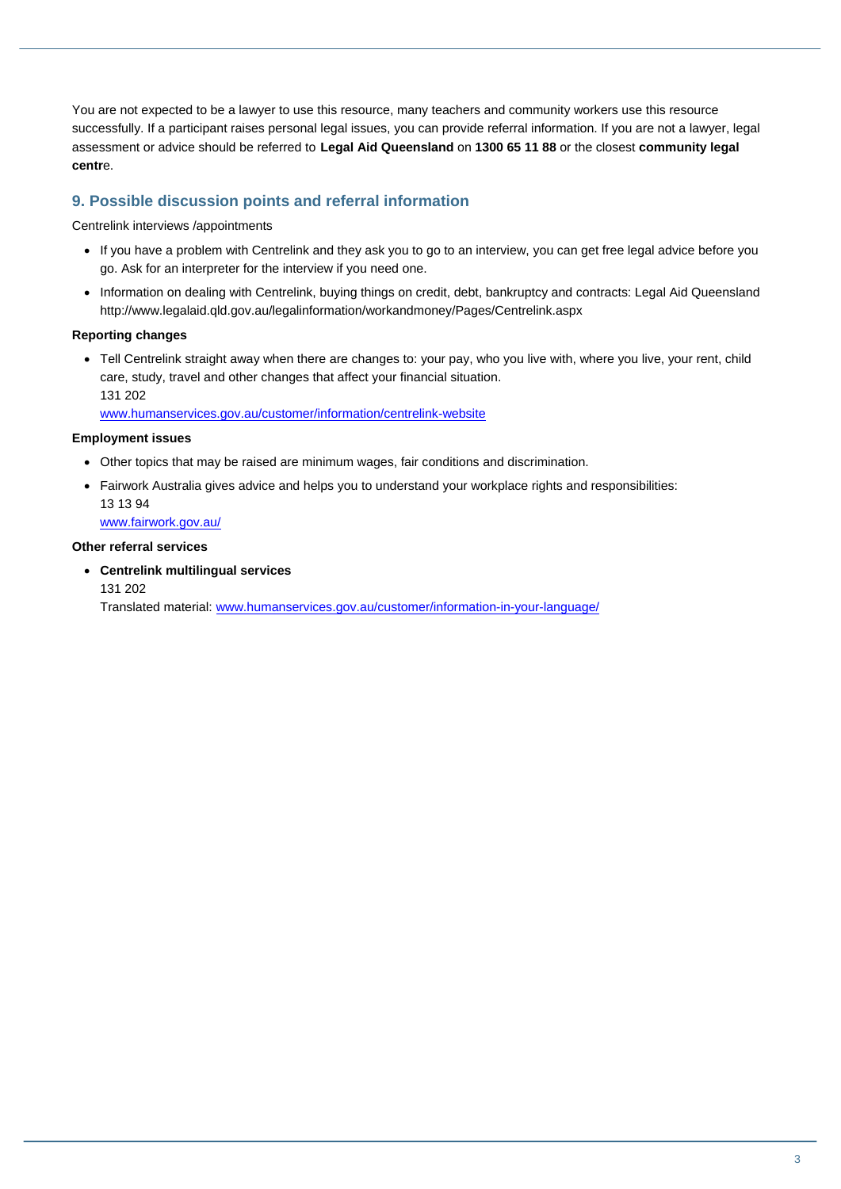You are not expected to be a lawyer to use this resource, many teachers and community workers use this resource successfully. If a participant raises personal legal issues, you can provide referral information. If you are not a lawyer, legal assessment or advice should be referred to **Legal Aid Queensland** on **1300 65 11 88** or the closest **community legal centr**e.

## 9. Possible discussion points and referral information

Centrelink interviews /appointments

- If you have a problem with Centrelink and they ask you to go to an interview, you can get free legal advice before you go. Ask for an interpreter for the interview if you need one.
- Information on dealing with Centrelink, buying things on credit, debt, bankruptcy and contracts: Legal Aid Queensland http://www.legalaid.qld.gov.au/legalinformation/workandmoney/Pages/Centrelink.aspx

**Reporting changes**

- Tell Centrelink straight away when there are changes to: your pay, who you live with, where you live, your rent, child care, study, travel and other changes that affect your financial situation.
  131 202
  www.humanservices.gov.au/customer/information/centrelink-website

**Employment issues**

- Other topics that may be raised are minimum wages, fair conditions and discrimination.
- Fairwork Australia gives advice and helps you to understand your workplace rights and responsibilities:
  13 13 94
  www.fairwork.gov.au/

**Other referral services**

- **Centrelink multilingual services**
  131 202
  Translated material: www.humanservices.gov.au/customer/information-in-your-language/